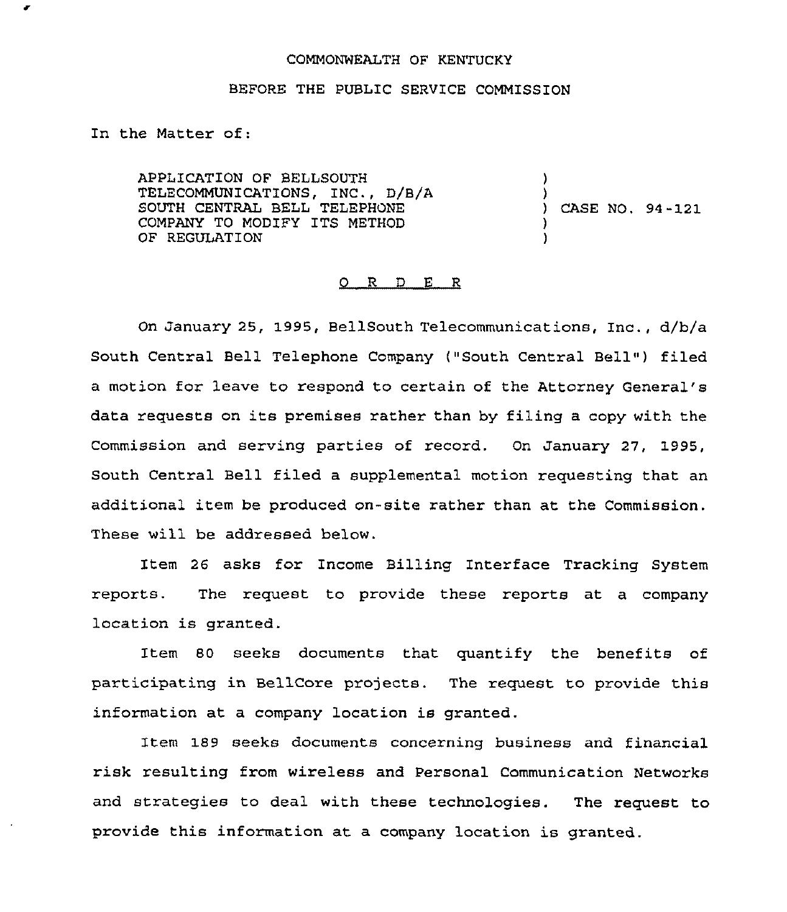COMMONWEALTH OF KENTUCKY

BEFORE THE PUBLIC SERVICE COMMISSION

In the Matter of:

APPLICATION OF BELLSOUTH TELECOMMUNICATIONS, INC., D/B/A SOUTH CENTRAL BELL TELEPHONE COMPANY TO MODIFY ITS METHOD OF REGULATION ) CASE NO. 94-121

O R D E R

On January 25, 1995, BellSouth Telecommunications, Inc., d/b/a South Central Bell Telephone Company ("South Central Bell") filed a motion for leave to respond to certain of the Attorney General's data requests on its premises rather than by filing a copy with the Commission and serving parties of record. On January 27, 1995, South Central Bell filed a supplemental motion requesting that an additional item be produced on-site rather than at the Commission. These will be addressed below.

Item 26 asks for Income Billing Interface Tracking System reports. The request to provide these reports at a company location is granted.

Item 80 seeks documents that quantify the benefits of participating in BellCore projects. The request to provide this information at a company location is granted.

Item 189 seeks documents concerning business and financial risk resulting from wireless and Personal Communication Networks and strategies to deal with these technologies. The request to provide this information at a company location is granted.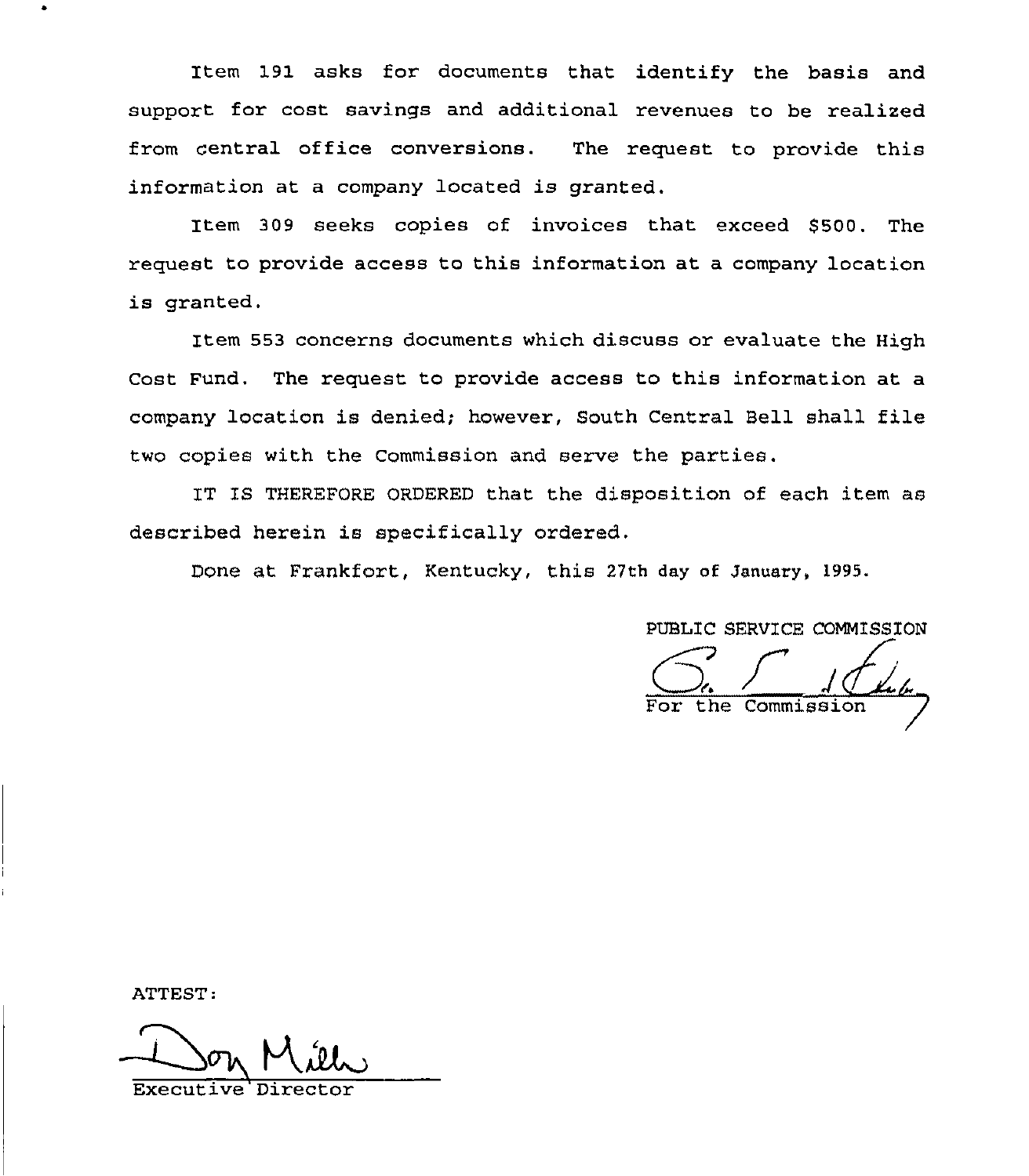Item 191 asks for documents that identify the basis and support for cost savings and additional revenues to be realized from central office conversions. The request to provide this information at a company located is granted.

Item 309 seeks copies of invoices that exceed $500. The request to provide access to this information at a company location is granted.

Item 553 concerns documents which discuss or evaluate the High Cost Fund. The request to provide access to this information at a company location is denied; however, South Central Bell shall file two copies with the Commission and serve the parties.

IT IS THEREFORE ORDERED that the disposition of each item as described herein is specifically ordered.

Done at Frankfort, Kentucky, this 27th day of January, 1995.

PUBLIC SERVICE COMMISSION

For the Commission

ATTEST:

Executive Director